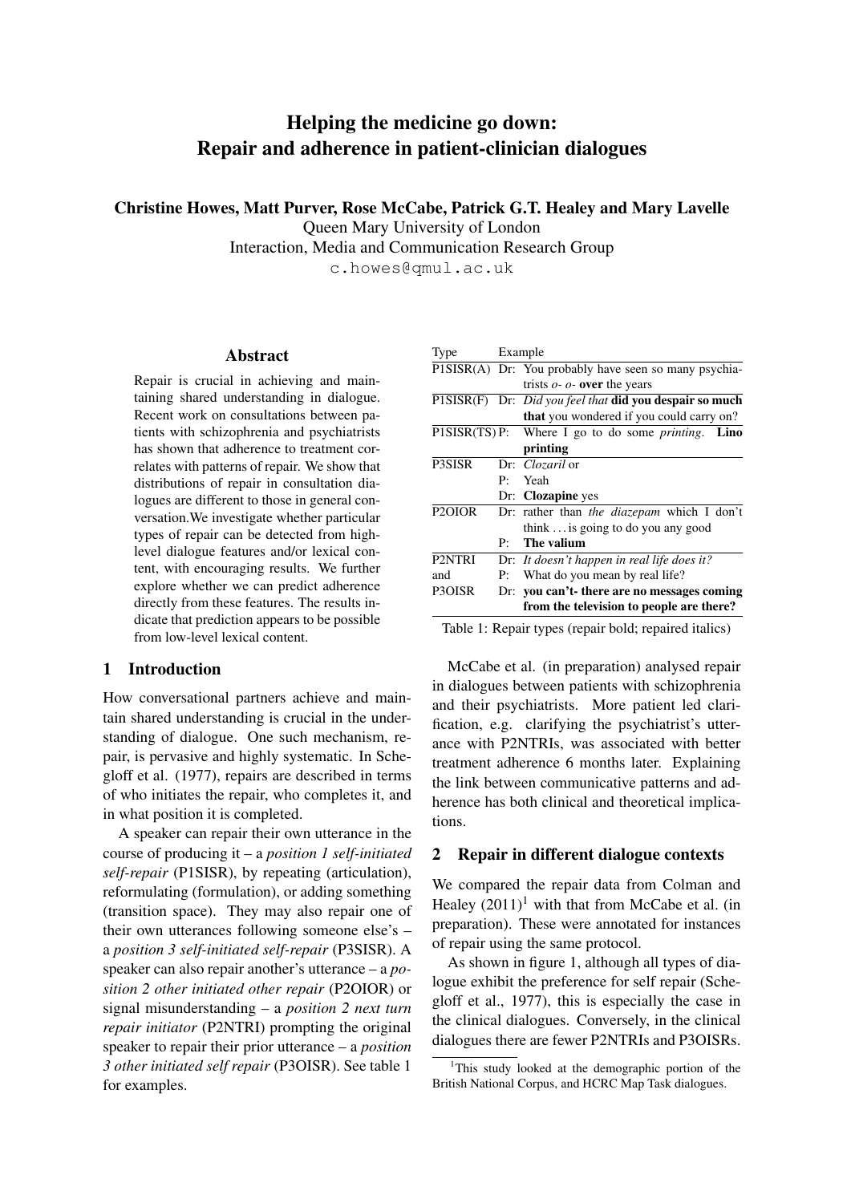# Helping the medicine go down: Repair and adherence in patient-clinician dialogues

**Christine Howes, Matt Purver, Rose McCabe, Patrick G.T. Healey and Mary Lavelle**
Queen Mary University of London
Interaction, Media and Communication Research Group
c.howes@qmul.ac.uk

## Abstract

Repair is crucial in achieving and maintaining shared understanding in dialogue. Recent work on consultations between patients with schizophrenia and psychiatrists has shown that adherence to treatment correlates with patterns of repair. We show that distributions of repair in consultation dialogues are different to those in general conversation.We investigate whether particular types of repair can be detected from high-level dialogue features and/or lexical content, with encouraging results. We further explore whether we can predict adherence directly from these features. The results indicate that prediction appears to be possible from low-level lexical content.

## 1 Introduction

How conversational partners achieve and maintain shared understanding is crucial in the understanding of dialogue. One such mechanism, repair, is pervasive and highly systematic. In Schegloff et al. (1977), repairs are described in terms of who initiates the repair, who completes it, and in what position it is completed.

A speaker can repair their own utterance in the course of producing it – a *position 1 self-initiated self-repair* (P1SISR), by repeating (articulation), reformulating (formulation), or adding something (transition space). They may also repair one of their own utterances following someone else's – a *position 3 self-initiated self-repair* (P3SISR). A speaker can also repair another's utterance – a *position 2 other initiated other repair* (P2OIOR) or signal misunderstanding – a *position 2 next turn repair initiator* (P2NTRI) prompting the original speaker to repair their prior utterance – a *position 3 other initiated self repair* (P3OISR). See table 1 for examples.

| Type | Example | |
|---|---|---|
| P1SISR(A) | Dr: | You probably have seen so many psychiatrists *o- o-* **over** the years |
| P1SISR(F) | Dr: | *Did you feel that* **did you despair so much that** you wondered if you could carry on? |
| P1SISR(TS) | P: | Where I go to do some *printing*. **Lino printing** |
| P3SISR | Dr: | *Clozaril* or |
| | P: | Yeah |
| | Dr: | **Clozapine** yes |
| P2OIOR | Dr: | rather than *the diazepam* which I don't think . . . is going to do you any good |
| | P: | **The valium** |
| P2NTRI | Dr: | *It doesn't happen in real life does it?* |
| and | P: | What do you mean by real life? |
| P3OISR | Dr: | **you can't- there are no messages coming from the television to people are there?** |

Table 1: Repair types (repair bold; repaired italics)

McCabe et al. (in preparation) analysed repair in dialogues between patients with schizophrenia and their psychiatrists. More patient led clarification, e.g. clarifying the psychiatrist's utterance with P2NTRIs, was associated with better treatment adherence 6 months later. Explaining the link between communicative patterns and adherence has both clinical and theoretical implications.

## 2 Repair in different dialogue contexts

We compared the repair data from Colman and Healey (2011)[1] with that from McCabe et al. (in preparation). These were annotated for instances of repair using the same protocol.

As shown in figure 1, although all types of dialogue exhibit the preference for self repair (Schegloff et al., 1977), this is especially the case in the clinical dialogues. Conversely, in the clinical dialogues there are fewer P2NTRIs and P3OISRs.

[1] This study looked at the demographic portion of the British National Corpus, and HCRC Map Task dialogues.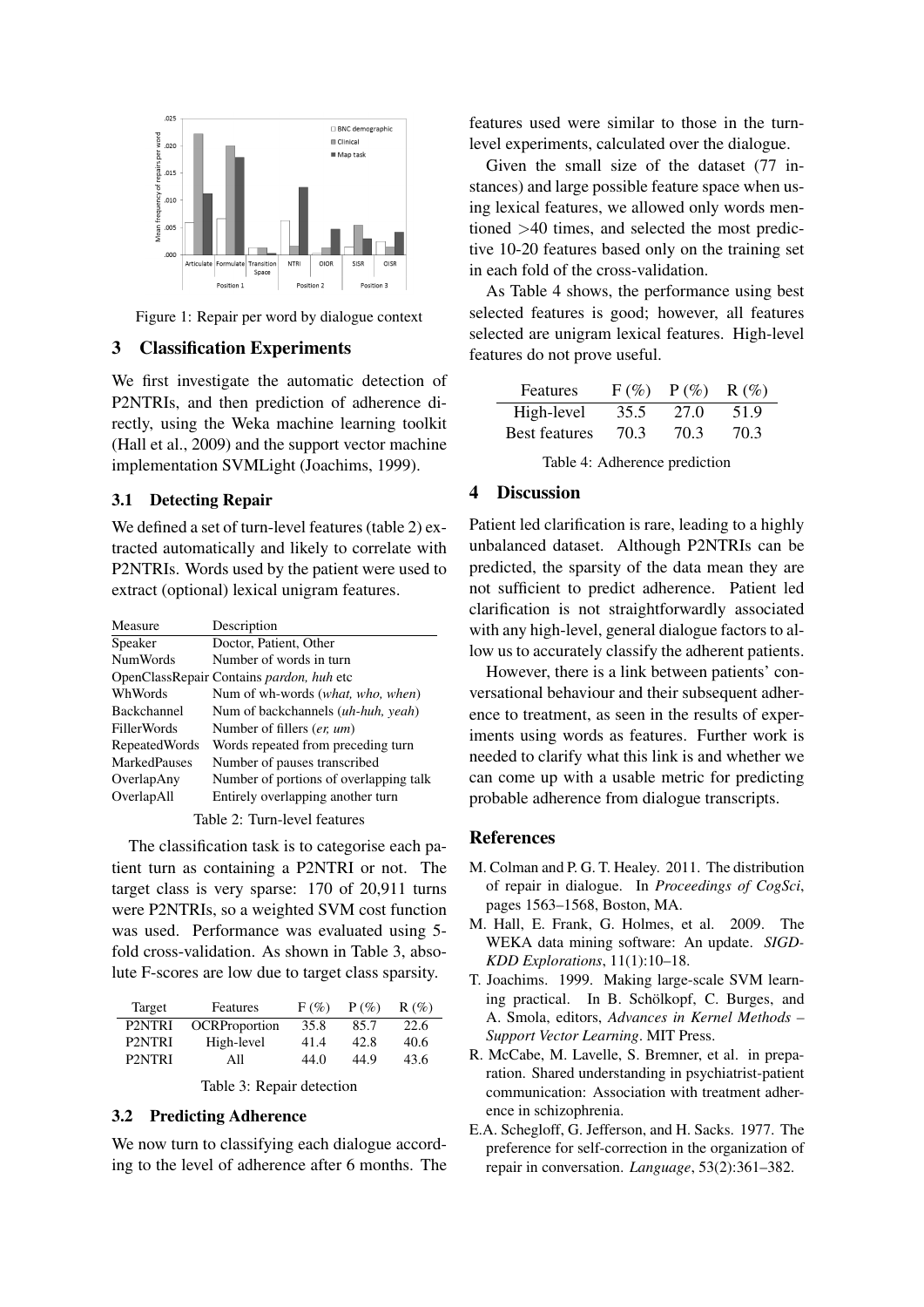.025

.020

.015

.010

.005

.000

Mean frequency of repairs per word

□ BNC demographic
■ Clinical
■ Map task

Articulate
Formulate
Transition Space
NTRI
OIOR
SISR
OISR

Position 1
Position 2
Position 3

Figure 1: Repair per word by dialogue context

## 3 Classification Experiments

We first investigate the automatic detection of P2NTRIs, and then prediction of adherence directly, using the Weka machine learning toolkit (Hall et al., 2009) and the support vector machine implementation SVMLight (Joachims, 1999).

### 3.1 Detecting Repair

We defined a set of turn-level features (table 2) extracted automatically and likely to correlate with P2NTRIs. Words used by the patient were used to extract (optional) lexical unigram features.

| Measure | Description |
|---|---|
| Speaker | Doctor, Patient, Other |
| NumWords | Number of words in turn |
| OpenClassRepair | Contains *pardon, huh* etc |
| WhWords | Num of wh-words (*what, who, when*) |
| Backchannel | Num of backchannels (*uh-huh, yeah*) |
| FillerWords | Number of fillers (*er, um*) |
| RepeatedWords | Words repeated from preceding turn |
| MarkedPauses | Number of pauses transcribed |
| OverlapAny | Number of portions of overlapping talk |
| OverlapAll | Entirely overlapping another turn |

Table 2: Turn-level features

The classification task is to categorise each patient turn as containing a P2NTRI or not. The target class is very sparse: 170 of 20,911 turns were P2NTRIs, so a weighted SVM cost function was used. Performance was evaluated using 5-fold cross-validation. As shown in Table 3, absolute F-scores are low due to target class sparsity.

| Target | Features | F (%) | P (%) | R (%) |
|---|---|---|---|---|
| P2NTRI | OCRProportion | 35.8 | 85.7 | 22.6 |
| P2NTRI | High-level | 41.4 | 42.8 | 40.6 |
| P2NTRI | All | 44.0 | 44.9 | 43.6 |

Table 3: Repair detection

### 3.2 Predicting Adherence

We now turn to classifying each dialogue according to the level of adherence after 6 months. The features used were similar to those in the turn-level experiments, calculated over the dialogue.

Given the small size of the dataset (77 instances) and large possible feature space when using lexical features, we allowed only words mentioned >40 times, and selected the most predictive 10-20 features based only on the training set in each fold of the cross-validation.

As Table 4 shows, the performance using best selected features is good; however, all features selected are unigram lexical features. High-level features do not prove useful.

| Features | F (%) | P (%) | R (%) |
|---|---|---|---|
| High-level | 35.5 | 27.0 | 51.9 |
| Best features | 70.3 | 70.3 | 70.3 |

Table 4: Adherence prediction

## 4 Discussion

Patient led clarification is rare, leading to a highly unbalanced dataset. Although P2NTRIs can be predicted, the sparsity of the data mean they are not sufficient to predict adherence. Patient led clarification is not straightforwardly associated with any high-level, general dialogue factors to allow us to accurately classify the adherent patients.

However, there is a link between patients' conversational behaviour and their subsequent adherence to treatment, as seen in the results of experiments using words as features. Further work is needed to clarify what this link is and whether we can come up with a usable metric for predicting probable adherence from dialogue transcripts.

## References

M. Colman and P. G. T. Healey. 2011. The distribution of repair in dialogue. In *Proceedings of CogSci*, pages 1563–1568, Boston, MA.

M. Hall, E. Frank, G. Holmes, et al. 2009. The WEKA data mining software: An update. *SIGD-KDD Explorations*, 11(1):10–18.

T. Joachims. 1999. Making large-scale SVM learning practical. In B. Schölkopf, C. Burges, and A. Smola, editors, *Advances in Kernel Methods – Support Vector Learning*. MIT Press.

R. McCabe, M. Lavelle, S. Bremner, et al. in preparation. Shared understanding in psychiatrist-patient communication: Association with treatment adherence in schizophrenia.

E.A. Schegloff, G. Jefferson, and H. Sacks. 1977. The preference for self-correction in the organization of repair in conversation. *Language*, 53(2):361–382.